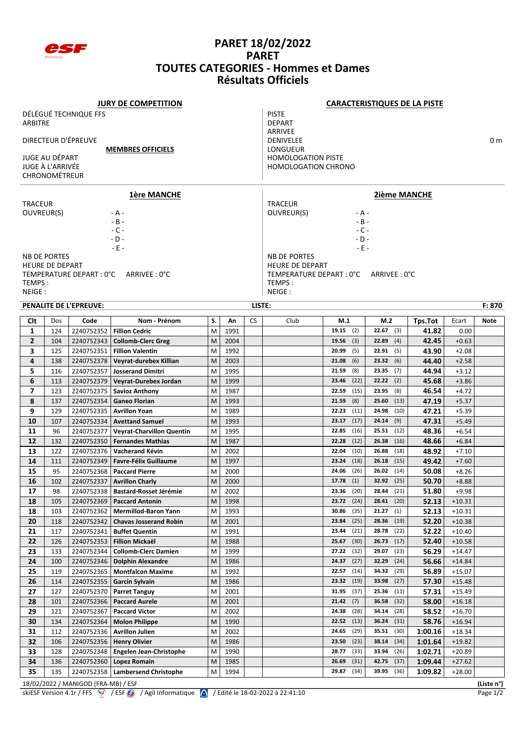# PARET 18/02/2022
# PARET
# TOUTES CATEGORIES - Hommes et Dames
# Résultats Officiels

**JURY DE COMPETITION**

DÉLÉGUÉ TECHNIQUE FFS
ARBITRE

DIRECTEUR D'ÉPREUVE

**MEMBRES OFFICIELS**

JUGE AU DÉPART
JUGE À L'ARRIVÉE
CHRONOMÉTREUR

**CARACTERISTIQUES DE LA PISTE**

PISTE
DEPART
ARRIVEE
DENIVELEE 0 m
LONGUEUR
HOMOLOGATION PISTE
HOMOLOGATION CHRONO

**1ère MANCHE**

TRACEUR
OUVREUR(S) - A - - B - - C - - D - - E -

NB DE PORTES
HEURE DE DEPART
TEMPERATURE DEPART : 0°C ARRIVEE : 0°C
TEMPS :
NEIGE :

**2ième MANCHE**

TRACEUR
OUVREUR(S) - A - - B - - C - - D - - E -

NB DE PORTES
HEURE DE DEPART
TEMPERATURE DEPART : 0°C ARRIVEE : 0°C
TEMPS :
NEIGE :

**PENALITE DE L'EPREUVE:** LISTE: F: 870

| Clt | Dos | Code | Nom - Prénom | S. | An | CS | Club | M.1 | M.2 | Tps.Tot | Ecart | Note |
|---|---|---|---|---|---|---|---|---|---|---|---|---|
| 1 | 124 | 2240752352 | Fillion Cedric | M | 1991 | | | 19.15 (2) | 22.67 (3) | 41.82 | 0.00 | |
| 2 | 104 | 2240752343 | Collomb-Clerc Greg | M | 2004 | | | 19.56 (3) | 22.89 (4) | 42.45 | +0.63 | |
| 3 | 125 | 2240752351 | Fillion Valentin | M | 1992 | | | 20.99 (5) | 22.91 (5) | 43.90 | +2.08 | |
| 4 | 138 | 2240752378 | Veyrat-durebex Killian | M | 2003 | | | 21.08 (6) | 23.32 (6) | 44.40 | +2.58 | |
| 5 | 116 | 2240752357 | Josserand Dimitri | M | 1995 | | | 21.59 (8) | 23.35 (7) | 44.94 | +3.12 | |
| 6 | 113 | 2240752379 | Veyrat-Durebex Jordan | M | 1999 | | | 23.46 (22) | 22.22 (2) | 45.68 | +3.86 | |
| 7 | 123 | 2240752375 | Savioz Anthony | M | 1987 | | | 22.59 (15) | 23.95 (8) | 46.54 | +4.72 | |
| 8 | 137 | 2240752354 | Ganeo Florian | M | 1993 | | | 21.59 (8) | 25.60 (13) | 47.19 | +5.37 | |
| 9 | 129 | 2240752335 | Avrillon Yoan | M | 1989 | | | 22.23 (11) | 24.98 (10) | 47.21 | +5.39 | |
| 10 | 107 | 2240752334 | Avettand Samuel | M | 1993 | | | 23.17 (17) | 24.14 (9) | 47.31 | +5.49 | |
| 11 | 96 | 2240752377 | Veyrat-Charvillon Quentin | M | 1995 | | | 22.85 (16) | 25.51 (12) | 48.36 | +6.54 | |
| 12 | 132 | 2240752350 | Fernandes Mathias | M | 1987 | | | 22.28 (12) | 26.38 (16) | 48.66 | +6.84 | |
| 13 | 122 | 2240752376 | Vacherand Kévin | M | 2002 | | | 22.04 (10) | 26.88 (18) | 48.92 | +7.10 | |
| 14 | 111 | 2240752349 | Favre-Félix Guillaume | M | 1997 | | | 23.24 (18) | 26.18 (15) | 49.42 | +7.60 | |
| 15 | 95 | 2240752368 | Paccard Pierre | M | 2000 | | | 24.06 (26) | 26.02 (14) | 50.08 | +8.26 | |
| 16 | 102 | 2240752337 | Avrillon Charly | M | 2000 | | | 17.78 (1) | 32.92 (25) | 50.70 | +8.88 | |
| 17 | 98 | 2240752338 | Bastard-Rosset Jérémie | M | 2002 | | | 23.36 (20) | 28.44 (21) | 51.80 | +9.98 | |
| 18 | 105 | 2240752369 | Paccard Antonin | M | 1998 | | | 23.72 (24) | 28.41 (20) | 52.13 | +10.31 | |
| 18 | 103 | 2240752362 | Mermillod-Baron Yann | M | 1993 | | | 30.86 (35) | 21.27 (1) | 52.13 | +10.31 | |
| 20 | 118 | 2240752342 | Chavas Josserand Robin | M | 2001 | | | 23.84 (25) | 28.36 (19) | 52.20 | +10.38 | |
| 21 | 117 | 2240752341 | Buffet Quentin | M | 1991 | | | 23.44 (21) | 28.78 (22) | 52.22 | +10.40 | |
| 22 | 126 | 2240752353 | Fillion Mickaël | M | 1988 | | | 25.67 (30) | 26.73 (17) | 52.40 | +10.58 | |
| 23 | 133 | 2240752344 | Collomb-Clerc Damien | M | 1999 | | | 27.22 (32) | 29.07 (23) | 56.29 | +14.47 | |
| 24 | 100 | 2240752346 | Dolphin Alexandre | M | 1986 | | | 24.37 (27) | 32.29 (24) | 56.66 | +14.84 | |
| 25 | 119 | 2240752365 | Montfalcon Maxime | M | 1992 | | | 22.57 (14) | 34.32 (29) | 56.89 | +15.07 | |
| 26 | 114 | 2240752355 | Garcin Sylvain | M | 1986 | | | 23.32 (19) | 33.98 (27) | 57.30 | +15.48 | |
| 27 | 127 | 2240752370 | Parret Tanguy | M | 2001 | | | 31.95 (37) | 25.36 (11) | 57.31 | +15.49 | |
| 28 | 101 | 2240752366 | Paccard Aurele | M | 2001 | | | 21.42 (7) | 36.58 (32) | 58.00 | +16.18 | |
| 29 | 121 | 2240752367 | Paccard Victor | M | 2002 | | | 24.38 (28) | 34.14 (28) | 58.52 | +16.70 | |
| 30 | 134 | 2240752364 | Molon Philippe | M | 1990 | | | 22.52 (13) | 36.24 (31) | 58.76 | +16.94 | |
| 31 | 112 | 2240752336 | Avrillon Julien | M | 2002 | | | 24.65 (29) | 35.51 (30) | 1:00.16 | +18.34 | |
| 32 | 106 | 2240752356 | Henry Olivier | M | 1986 | | | 23.50 (23) | 38.14 (34) | 1:01.64 | +19.82 | |
| 33 | 128 | 2240752348 | Engelen Jean-Christophe | M | 1990 | | | 28.77 (33) | 33.94 (26) | 1:02.71 | +20.89 | |
| 34 | 136 | 2240752360 | Lopez Romain | M | 1985 | | | 26.69 (31) | 42.75 (37) | 1:09.44 | +27.62 | |
| 35 | 135 | 2240752358 | Lambersend Christophe | M | 1994 | | | 29.87 (34) | 39.95 (36) | 1:09.82 | +28.00 | |

18/02/2022 / MANIGOD (FRA-MB) / ESF (Liste n°)
skiESF Version 4.1r / FFS / ESF / Agil Informatique / Edité le 18-02-2022 à 22:41:10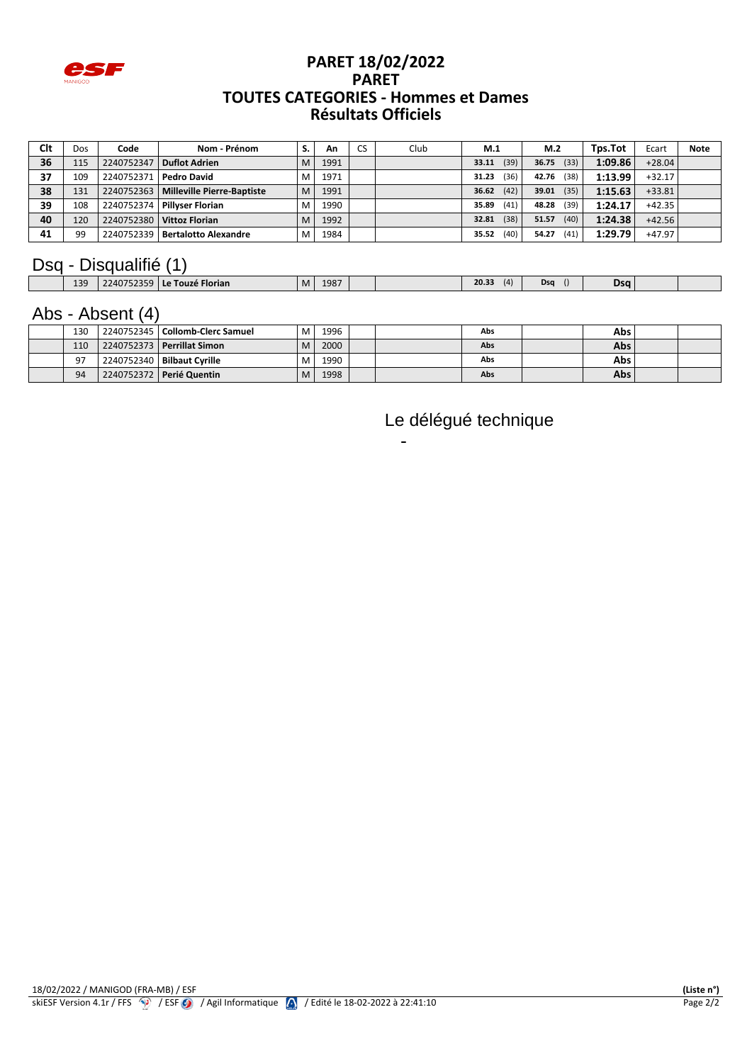# PARET 18/02/2022
# PARET
# TOUTES CATEGORIES - Hommes et Dames
# Résultats Officiels

| Clt | Dos | Code | Nom - Prénom | S. | An | CS | Club | M.1 | M.2 | Tps.Tot | Ecart | Note |
|---|---|---|---|---|---|---|---|---|---|---|---|---|
| 36 | 115 | 2240752347 | **Duflot Adrien** | M | 1991 | | | **33.11** (39) | **36.75** (33) | **1:09.86** | +28.04 | |
| 37 | 109 | 2240752371 | **Pedro David** | M | 1971 | | | **31.23** (36) | **42.76** (38) | **1:13.99** | +32.17 | |
| 38 | 131 | 2240752363 | **Milleville Pierre-Baptiste** | M | 1991 | | | **36.62** (42) | **39.01** (35) | **1:15.63** | +33.81 | |
| 39 | 108 | 2240752374 | **Pillyser Florian** | M | 1990 | | | **35.89** (41) | **48.28** (39) | **1:24.17** | +42.35 | |
| 40 | 120 | 2240752380 | **Vittoz Florian** | M | 1992 | | | **32.81** (38) | **51.57** (40) | **1:24.38** | +42.56 | |
| 41 | 99 | 2240752339 | **Bertalotto Alexandre** | M | 1984 | | | **35.52** (40) | **54.27** (41) | **1:29.79** | +47.97 | |

## Dsq - Disqualifié (1)

| Clt | Dos | Code | Nom - Prénom | S. | An | CS | Club | M.1 | M.2 | Tps.Tot | Ecart | Note |
|---|---|---|---|---|---|---|---|---|---|---|---|---|
| | 139 | 2240752359 | **Le Touzé Florian** | M | 1987 | | | **20.33** (4) | **Dsq** () | **Dsq** | | |

## Abs - Absent (4)

| Clt | Dos | Code | Nom - Prénom | S. | An | CS | Club | M.1 | M.2 | Tps.Tot | Ecart | Note |
|---|---|---|---|---|---|---|---|---|---|---|---|---|
| | 130 | 2240752345 | **Collomb-Clerc Samuel** | M | 1996 | | | **Abs** | | **Abs** | | |
| | 110 | 2240752373 | **Perrillat Simon** | M | 2000 | | | **Abs** | | **Abs** | | |
| | 97 | 2240752340 | **Bilbaut Cyrille** | M | 1990 | | | **Abs** | | **Abs** | | |
| | 94 | 2240752372 | **Perié Quentin** | M | 1998 | | | **Abs** | | **Abs** | | |

Le délégué technique

-

18/02/2022 / MANIGOD (FRA-MB) / ESF — **(Liste n°)**

skiESF Version 4.1r / FFS / ESF / Agil Informatique / Edité le 18-02-2022 à 22:41:10